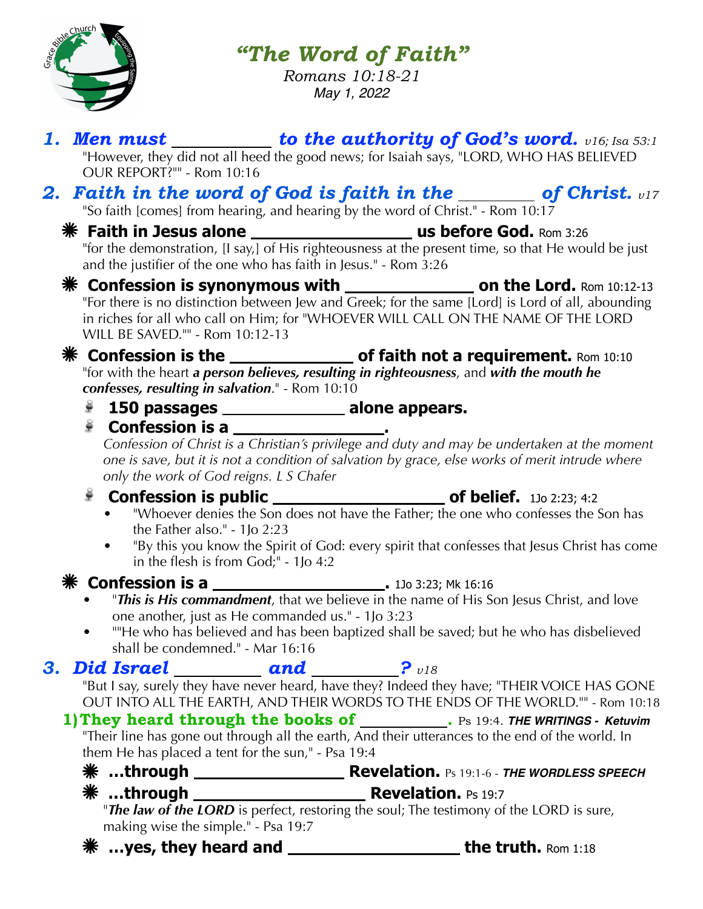# *"The Word of Faith"*

*Romans 10:18-21*
*May 1, 2022*

## 1. *Men must ___________ to the authority of God's word.* *v16; Isa 53:1*

"However, they did not all heed the good news; for Isaiah says, "LORD, WHO HAS BELIEVED OUR REPORT?"" - Rom 10:16

## 2. *Faith in the word of God is faith in the _________ of Christ.* *v17*

"So faith [comes] from hearing, and hearing by the word of Christ." - Rom 10:17

- **Faith in Jesus alone __________________ us before God.** Rom 3:26
  "for the demonstration, [I say,] of His righteousness at the present time, so that He would be just and the justifier of the one who has faith in Jesus." - Rom 3:26
- **Confession is synonymous with ______________ on the Lord.** Rom 10:12-13
  "For there is no distinction between Jew and Greek; for the same [Lord] is Lord of all, abounding in riches for all who call on Him; for "WHOEVER WILL CALL ON THE NAME OF THE LORD WILL BE SAVED."" - Rom 10:12-13
- **Confession is the _____________ of faith not a requirement.** Rom 10:10
  "for with the heart ***a person believes, resulting in righteousness***, and ***with the mouth he confesses, resulting in salvation***." - Rom 10:10
  - **150 passages _____________ alone appears.**
  - **Confession is a _______________.**
    *Confession of Christ is a Christian's privilege and duty and may be undertaken at the moment one is save, but it is not a condition of salvation by grace, else works of merit intrude where only the work of God reigns. L S Chafer*
  - **Confession is public ___________________ of belief.** 1Jo 2:23; 4:2
    - "Whoever denies the Son does not have the Father; the one who confesses the Son has the Father also." - 1Jo 2:23
    - "By this you know the Spirit of God: every spirit that confesses that Jesus Christ has come in the flesh is from God;" - 1Jo 4:2
- **Confession is a ___________________.** 1Jo 3:23; Mk 16:16
  - "***This is His commandment***, that we believe in the name of His Son Jesus Christ, and love one another, just as He commanded us." - 1Jo 3:23
  - ""He who has believed and has been baptized shall be saved; but he who has disbelieved shall be condemned." - Mar 16:16

## 3. *Did Israel _________ and _________?* *v18*

"But I say, surely they have never heard, have they? Indeed they have; "THEIR VOICE HAS GONE OUT INTO ALL THE EARTH, AND THEIR WORDS TO THE ENDS OF THE WORLD."" - Rom 10:18

### 1) They heard through the books of __________. Ps 19:4. ***THE WRITINGS - Ketuvim***

"Their line has gone out through all the earth, And their utterances to the end of the world. In them He has placed a tent for the sun," - Psa 19:4

- **...through ________________ Revelation.** Ps 19:1-6 - ***THE WORDLESS SPEECH***
- **...through ___________________ Revelation.** Ps 19:7
  "***The law of the LORD*** is perfect, restoring the soul; The testimony of the LORD is sure, making wise the simple." - Psa 19:7
- **...yes, they heard and __________________ the truth.** Rom 1:18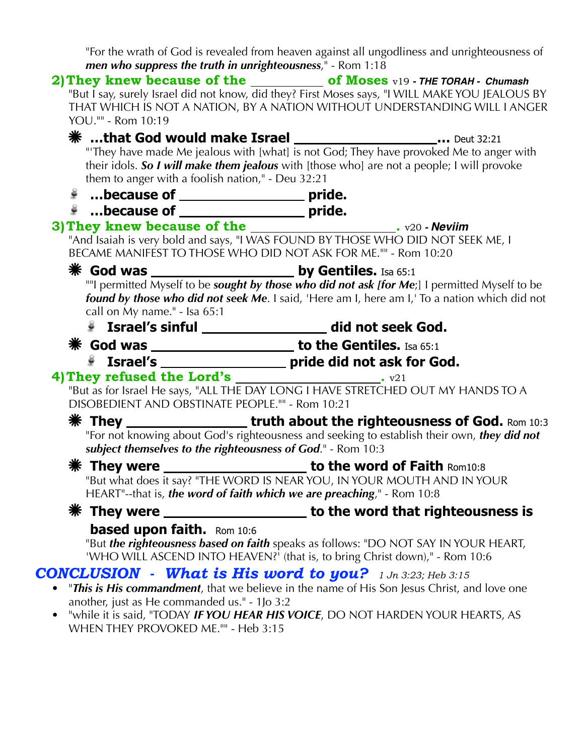"For the wrath of God is revealed from heaven against all ungodliness and unrighteousness of ***men who suppress the truth in unrighteousness***," - Rom 1:18

## 2) They knew because of the __________ of Moses v19 *- THE TORAH - Chumash*

"But I say, surely Israel did not know, did they? First Moses says, "I WILL MAKE YOU JEALOUS BY THAT WHICH IS NOT A NATION, BY A NATION WITHOUT UNDERSTANDING WILL I ANGER YOU."" - Rom 10:19

- **...that God would make Israel __________________...** Deut 32:21

  "'They have made Me jealous with [what] is not God; They have provoked Me to anger with their idols. ***So I will make them jealous*** with [those who] are not a people; I will provoke them to anger with a foolish nation," - Deu 32:21

  - **...because of _______________ pride.**
  - **...because of _______________ pride.**

## 3) They knew because of the ____________________. v20 *- Neviim*

"And Isaiah is very bold and says, "I WAS FOUND BY THOSE WHO DID NOT SEEK ME, I BECAME MANIFEST TO THOSE WHO DID NOT ASK FOR ME."" - Rom 10:20

- **God was __________________ by Gentiles.** Isa 65:1

  ""I permitted Myself to be ***sought by those who did not ask [for Me***;] I permitted Myself to be ***found by those who did not seek Me***. I said, 'Here am I, here am I,' To a nation which did not call on My name." - Isa 65:1

  - **Israel's sinful _______________ did not seek God.**

- **God was __________________ to the Gentiles.** Isa 65:1
  - **Israel's _______________ pride did not ask for God.**

## 4) They refused the Lord's ____________________. v21

"But as for Israel He says, "ALL THE DAY LONG I HAVE STRETCHED OUT MY HANDS TO A DISOBEDIENT AND OBSTINATE PEOPLE."" - Rom 10:21

- **They _______________ truth about the righteousness of God.** Rom 10:3

  "For not knowing about God's righteousness and seeking to establish their own, ***they did not subject themselves to the righteousness of God***." - Rom 10:3

- **They were __________________ to the word of Faith** Rom10:8

  "But what does it say? "THE WORD IS NEAR YOU, IN YOUR MOUTH AND IN YOUR HEART"--that is, ***the word of faith which we are preaching***," - Rom 10:8

- **They were __________________ to the word that righteousness is based upon faith.** Rom 10:6

  "But ***the righteousness based on faith*** speaks as follows: "DO NOT SAY IN YOUR HEART, 'WHO WILL ASCEND INTO HEAVEN?' (that is, to bring Christ down)," - Rom 10:6

## *CONCLUSION - What is His word to you?* *1 Jn 3:23; Heb 3:15*

- "***This is His commandment***, that we believe in the name of His Son Jesus Christ, and love one another, just as He commanded us." - 1Jo 3:2
- "while it is said, "TODAY ***IF YOU HEAR HIS VOICE***, DO NOT HARDEN YOUR HEARTS, AS WHEN THEY PROVOKED ME."" - Heb 3:15